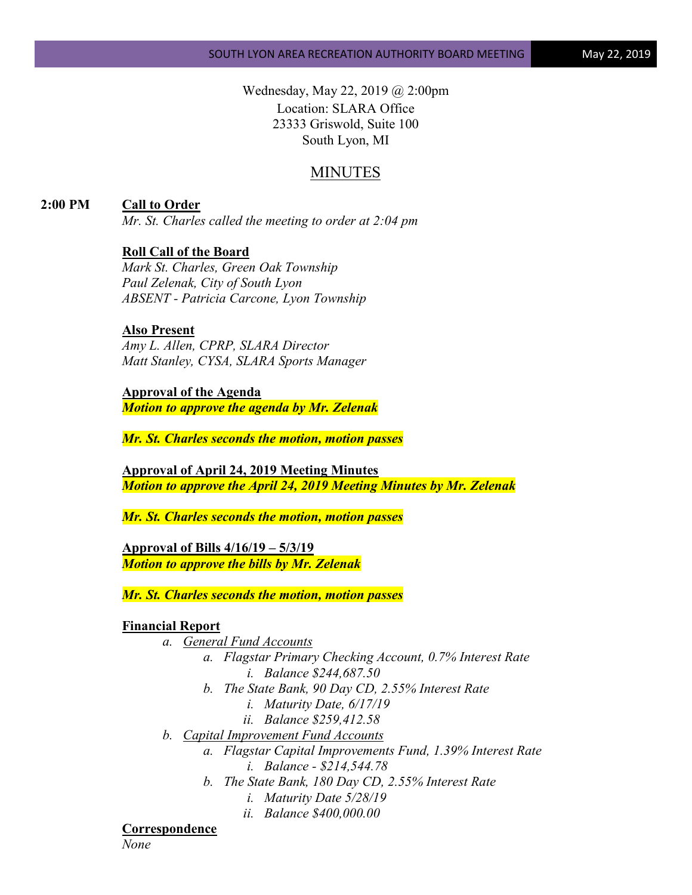Wednesday, May 22, 2019 @ 2:00pm
Location: SLARA Office
23333 Griswold, Suite 100
South Lyon, MI

# MINUTES

**2:00 PM** **Call to Order**

*Mr. St. Charles called the meeting to order at 2:04 pm*

**Roll Call of the Board**

*Mark St. Charles, Green Oak Township*
*Paul Zelenak, City of South Lyon*
*ABSENT - Patricia Carcone, Lyon Township*

**Also Present**

*Amy L. Allen, CPRP, SLARA Director*
*Matt Stanley, CYSA, SLARA Sports Manager*

**Approval of the Agenda**

***Motion to approve the agenda by Mr. Zelenak***

***Mr. St. Charles seconds the motion, motion passes***

**Approval of April 24, 2019 Meeting Minutes**

***Motion to approve the April 24, 2019 Meeting Minutes by Mr. Zelenak***

***Mr. St. Charles seconds the motion, motion passes***

**Approval of Bills 4/16/19 – 5/3/19**

***Motion to approve the bills by Mr. Zelenak***

***Mr. St. Charles seconds the motion, motion passes***

**Financial Report**

- a. *General Fund Accounts*
  - a. *Flagstar Primary Checking Account, 0.7% Interest Rate*
    - i. *Balance $244,687.50*
  - b. *The State Bank, 90 Day CD, 2.55% Interest Rate*
    - i. *Maturity Date, 6/17/19*
    - ii. *Balance $259,412.58*
- b. *Capital Improvement Fund Accounts*
  - a. *Flagstar Capital Improvements Fund, 1.39% Interest Rate*
    - i. *Balance - $214,544.78*
  - b. *The State Bank, 180 Day CD, 2.55% Interest Rate*
    - i. *Maturity Date 5/28/19*
    - ii. *Balance $400,000.00*

**Correspondence**

*None*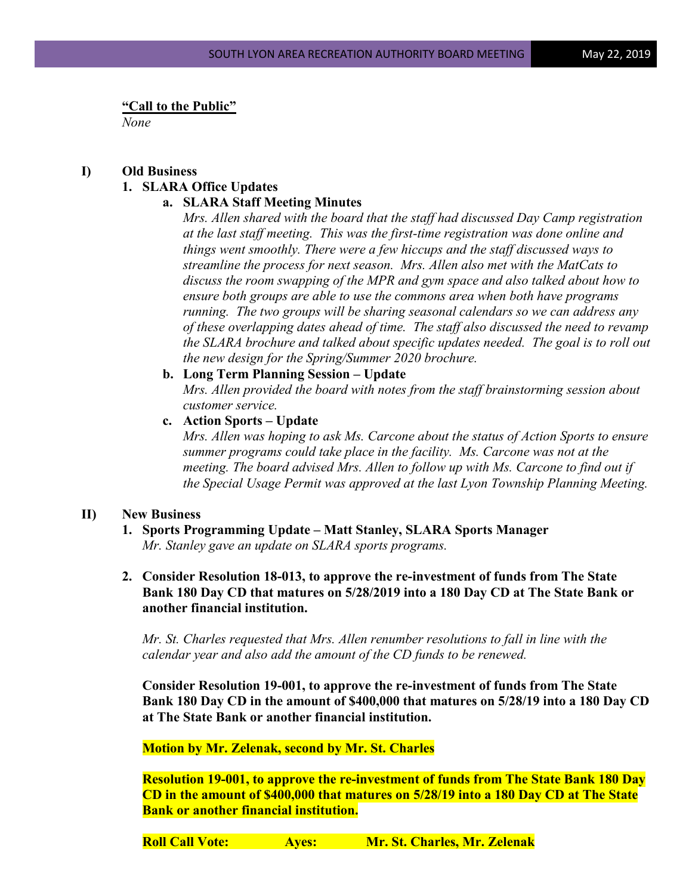**"Call to the Public"**

*None*

**I) Old Business**

**1. SLARA Office Updates**

**a. SLARA Staff Meeting Minutes**

*Mrs. Allen shared with the board that the staff had discussed Day Camp registration at the last staff meeting. This was the first-time registration was done online and things went smoothly. There were a few hiccups and the staff discussed ways to streamline the process for next season. Mrs. Allen also met with the MatCats to discuss the room swapping of the MPR and gym space and also talked about how to ensure both groups are able to use the commons area when both have programs running. The two groups will be sharing seasonal calendars so we can address any of these overlapping dates ahead of time. The staff also discussed the need to revamp the SLARA brochure and talked about specific updates needed. The goal is to roll out the new design for the Spring/Summer 2020 brochure.*

**b. Long Term Planning Session – Update**

*Mrs. Allen provided the board with notes from the staff brainstorming session about customer service.*

**c. Action Sports – Update**

*Mrs. Allen was hoping to ask Ms. Carcone about the status of Action Sports to ensure summer programs could take place in the facility. Ms. Carcone was not at the meeting. The board advised Mrs. Allen to follow up with Ms. Carcone to find out if the Special Usage Permit was approved at the last Lyon Township Planning Meeting.*

**II) New Business**

**1. Sports Programming Update – Matt Stanley, SLARA Sports Manager**

*Mr. Stanley gave an update on SLARA sports programs.*

**2. Consider Resolution 18-013, to approve the re-investment of funds from The State Bank 180 Day CD that matures on 5/28/2019 into a 180 Day CD at The State Bank or another financial institution.**

*Mr. St. Charles requested that Mrs. Allen renumber resolutions to fall in line with the calendar year and also add the amount of the CD funds to be renewed.*

**Consider Resolution 19-001, to approve the re-investment of funds from The State Bank 180 Day CD in the amount of $400,000 that matures on 5/28/19 into a 180 Day CD at The State Bank or another financial institution.**

**Motion by Mr. Zelenak, second by Mr. St. Charles**

**Resolution 19-001, to approve the re-investment of funds from The State Bank 180 Day CD in the amount of $400,000 that matures on 5/28/19 into a 180 Day CD at The State Bank or another financial institution.**

**Roll Call Vote: Ayes: Mr. St. Charles, Mr. Zelenak**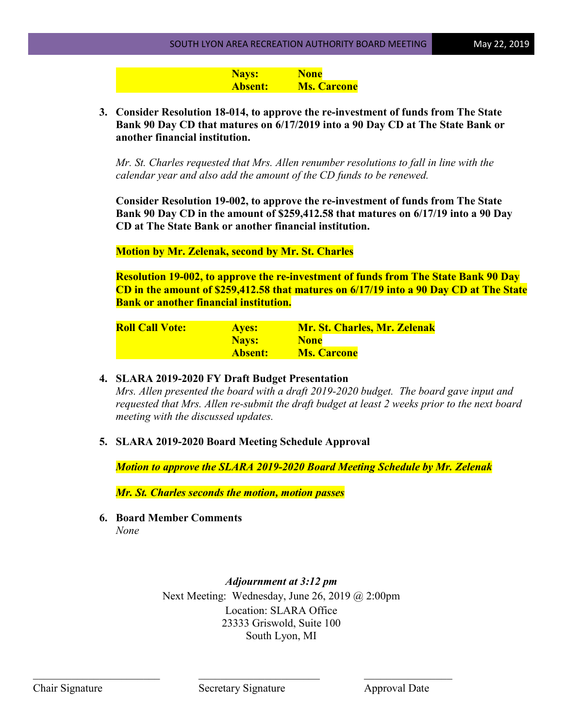| | | |
|---|---|---|
| | **Nays:** | **None** |
| | **Absent:** | **Ms. Carcone** |

3. **Consider Resolution 18-014, to approve the re-investment of funds from The State Bank 90 Day CD that matures on 6/17/2019 into a 90 Day CD at The State Bank or another financial institution.**

   *Mr. St. Charles requested that Mrs. Allen renumber resolutions to fall in line with the calendar year and also add the amount of the CD funds to be renewed.*

   **Consider Resolution 19-002, to approve the re-investment of funds from The State Bank 90 Day CD in the amount of $259,412.58 that matures on 6/17/19 into a 90 Day CD at The State Bank or another financial institution.**

   **Motion by Mr. Zelenak, second by Mr. St. Charles**

   **Resolution 19-002, to approve the re-investment of funds from The State Bank 90 Day CD in the amount of $259,412.58 that matures on 6/17/19 into a 90 Day CD at The State Bank or another financial institution.**

   | | | |
   |---|---|---|
   | **Roll Call Vote:** | **Ayes:** | **Mr. St. Charles, Mr. Zelenak** |
   | | **Nays:** | **None** |
   | | **Absent:** | **Ms. Carcone** |

4. **SLARA 2019-2020 FY Draft Budget Presentation**
   *Mrs. Allen presented the board with a draft 2019-2020 budget. The board gave input and requested that Mrs. Allen re-submit the draft budget at least 2 weeks prior to the next board meeting with the discussed updates.*

5. **SLARA 2019-2020 Board Meeting Schedule Approval**

   ***Motion to approve the SLARA 2019-2020 Board Meeting Schedule by Mr. Zelenak***

   ***Mr. St. Charles seconds the motion, motion passes***

6. **Board Member Comments**
   *None*

***Adjournment at 3:12 pm***

Next Meeting: Wednesday, June 26, 2019 @ 2:00pm
Location: SLARA Office
23333 Griswold, Suite 100
South Lyon, MI

______________________ ______________________ ________________

Chair Signature Secretary Signature Approval Date